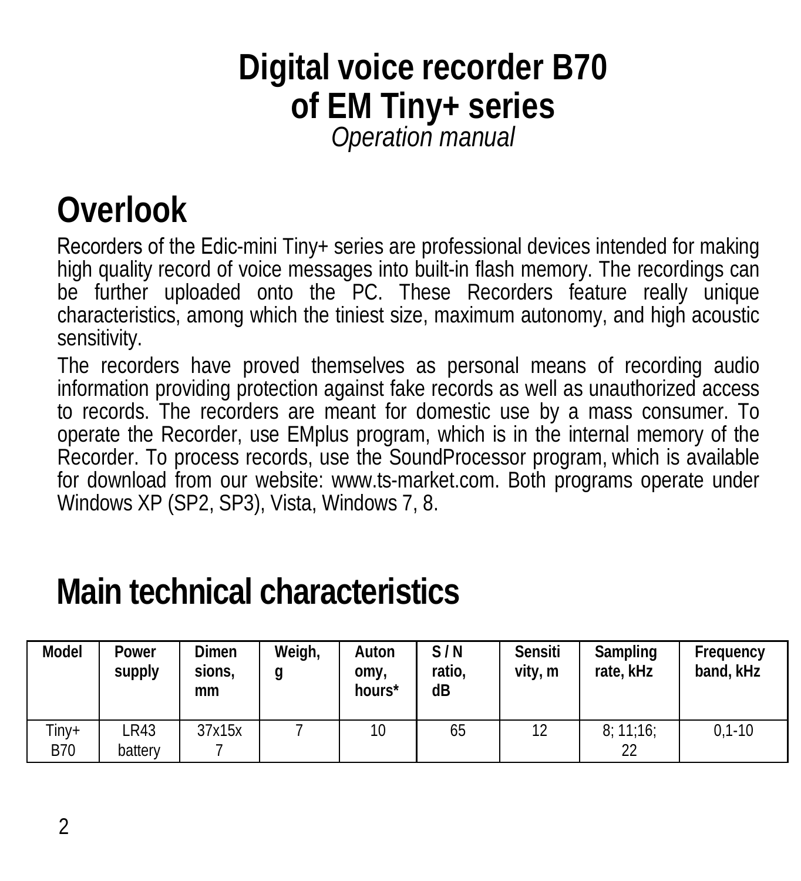# Digital voice recorder B70 of EM Tiny+ series

*Operation manual*

## Overlook

Recorders of the Edic-mini Tiny+ series are professional devices intended for making high quality record of voice messages into built-in flash memory. The recordings can be further uploaded onto the PC. These Recorders feature really unique characteristics, among which the tiniest size, maximum autonomy, and high acoustic sensitivity.

The recorders have proved themselves as personal means of recording audio information providing protection against fake records as well as unauthorized access to records. The recorders are meant for domestic use by a mass consumer. To operate the Recorder, use EMplus program, which is in the internal memory of the Recorder. To process records, use the SoundProcessor program, which is available for download from our website: www.ts-market.com. Both programs operate under Windows XP (SP2, SP3), Vista, Windows 7, 8.

## Main technical characteristics

| Model | Power supply | Dimensions, mm | Weigh, g | Autonomy, hours* | S / N ratio, dB | Sensitivity, m | Sampling rate, kHz | Frequency band, kHz |
|---|---|---|---|---|---|---|---|---|
| Tiny+ B70 | LR43 battery | 37x15x7 | 7 | 10 | 65 | 12 | 8; 11;16; 22 | 0,1-10 |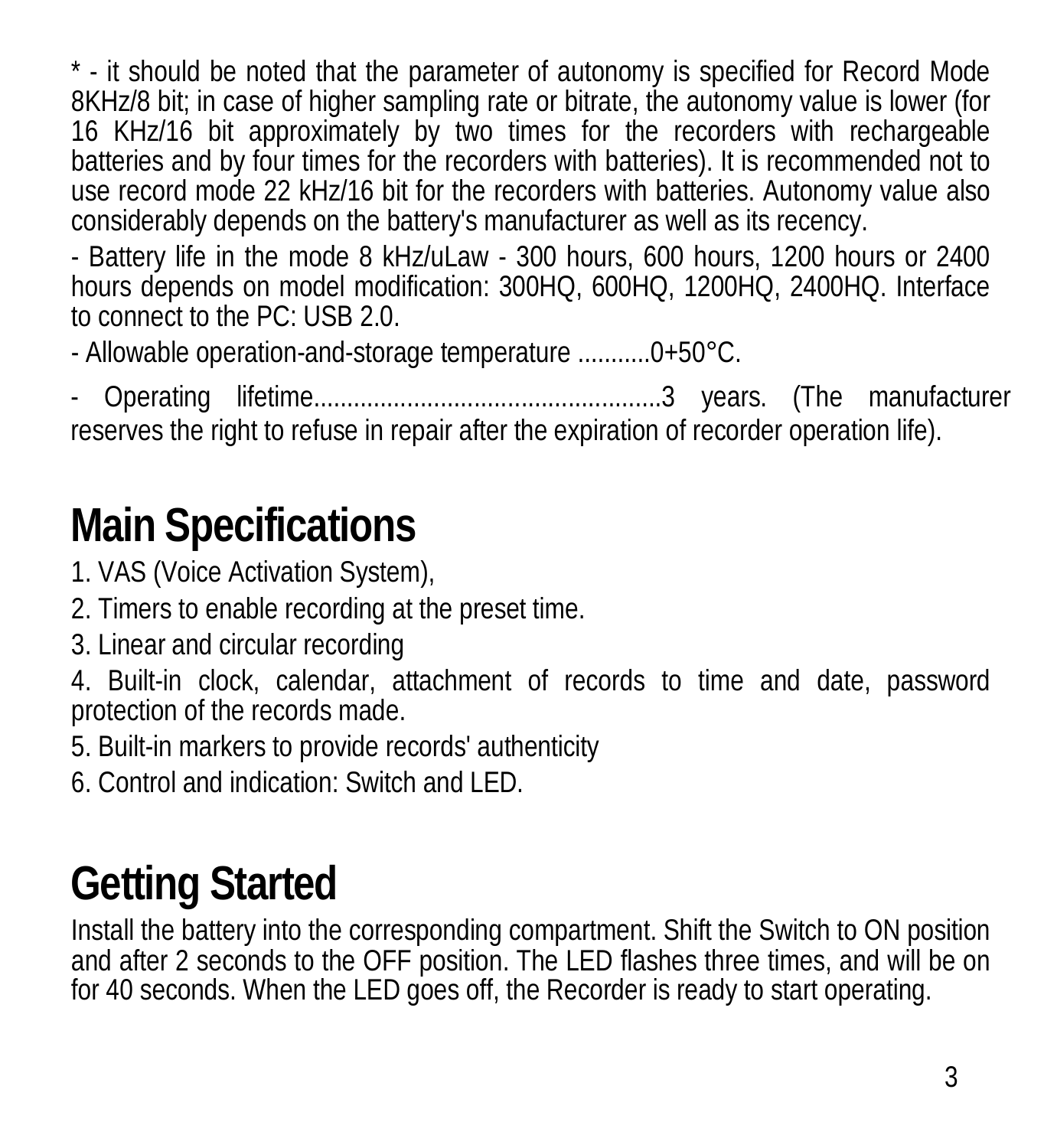* - it should be noted that the parameter of autonomy is specified for Record Mode 8KHz/8 bit; in case of higher sampling rate or bitrate, the autonomy value is lower (for 16 KHz/16 bit approximately by two times for the recorders with rechargeable batteries and by four times for the recorders with batteries). It is recommended not to use record mode 22 kHz/16 bit for the recorders with batteries. Autonomy value also considerably depends on the battery's manufacturer as well as its recency.

- Battery life in the mode 8 kHz/uLaw - 300 hours, 600 hours, 1200 hours or 2400 hours depends on model modification: 300HQ, 600HQ, 1200HQ, 2400HQ. Interface to connect to the PC: USB 2.0.

- Allowable operation-and-storage temperature ...........0+50°C.

- Operating lifetime....................................................3 years. (The manufacturer reserves the right to refuse in repair after the expiration of recorder operation life).

# Main Specifications

1. VAS (Voice Activation System),
2. Timers to enable recording at the preset time.
3. Linear and circular recording
4. Built-in clock, calendar, attachment of records to time and date, password protection of the records made.
5. Built-in markers to provide records' authenticity
6. Control and indication: Switch and LED.

# Getting Started

Install the battery into the corresponding compartment. Shift the Switch to ON position and after 2 seconds to the OFF position. The LED flashes three times, and will be on for 40 seconds. When the LED goes off, the Recorder is ready to start operating.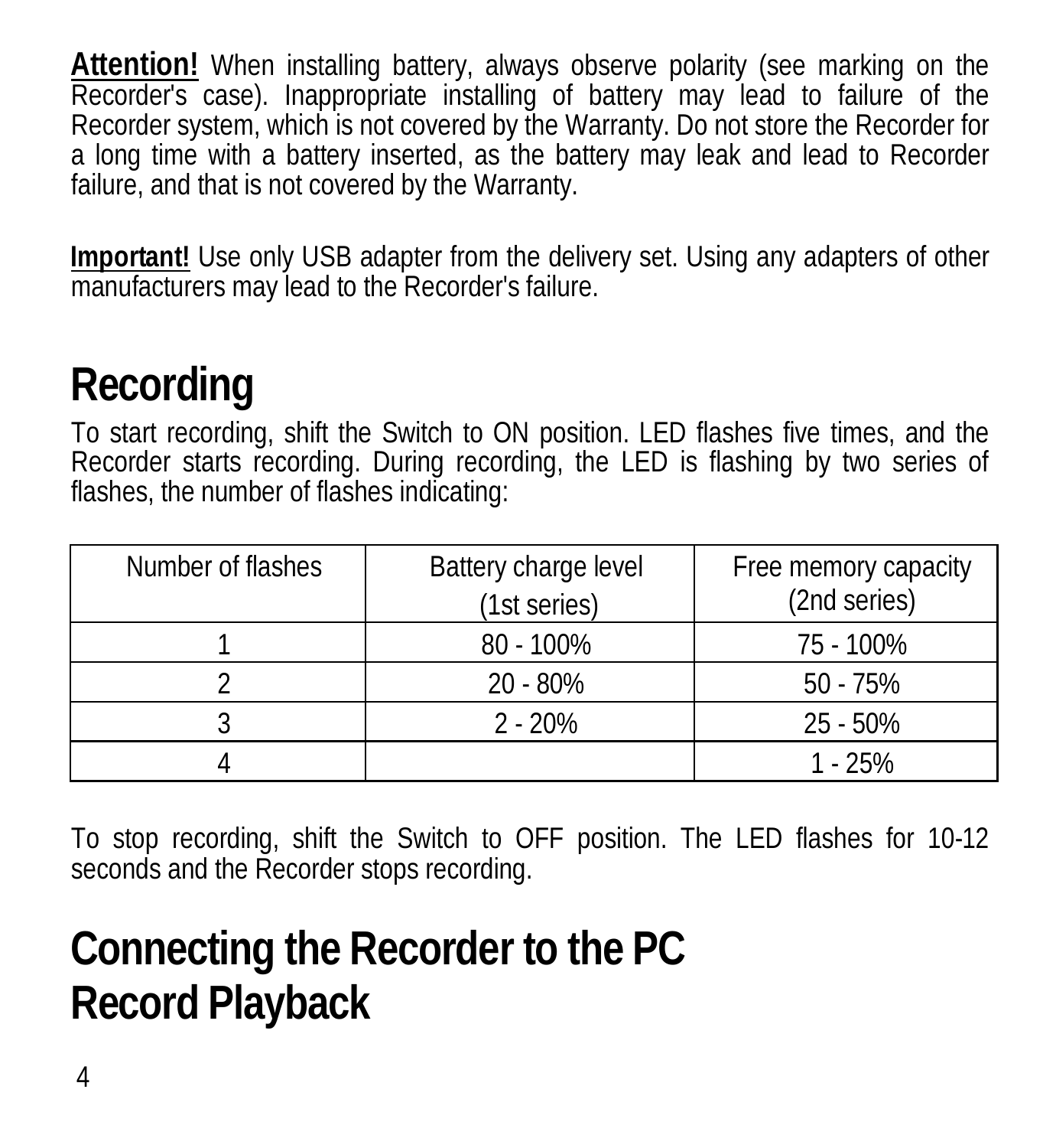**Attention!** When installing battery, always observe polarity (see marking on the Recorder's case). Inappropriate installing of battery may lead to failure of the Recorder system, which is not covered by the Warranty. Do not store the Recorder for a long time with a battery inserted, as the battery may leak and lead to Recorder failure, and that is not covered by the Warranty.

**Important!** Use only USB adapter from the delivery set. Using any adapters of other manufacturers may lead to the Recorder's failure.

# Recording

To start recording, shift the Switch to ON position. LED flashes five times, and the Recorder starts recording. During recording, the LED is flashing by two series of flashes, the number of flashes indicating:

| Number of flashes | Battery charge level (1st series) | Free memory capacity (2nd series) |
|---|---|---|
| 1 | 80 - 100% | 75 - 100% |
| 2 | 20 - 80% | 50 - 75% |
| 3 | 2 - 20% | 25 - 50% |
| 4 | | 1 - 25% |

To stop recording, shift the Switch to OFF position. The LED flashes for 10-12 seconds and the Recorder stops recording.

# Connecting the Recorder to the PC Record Playback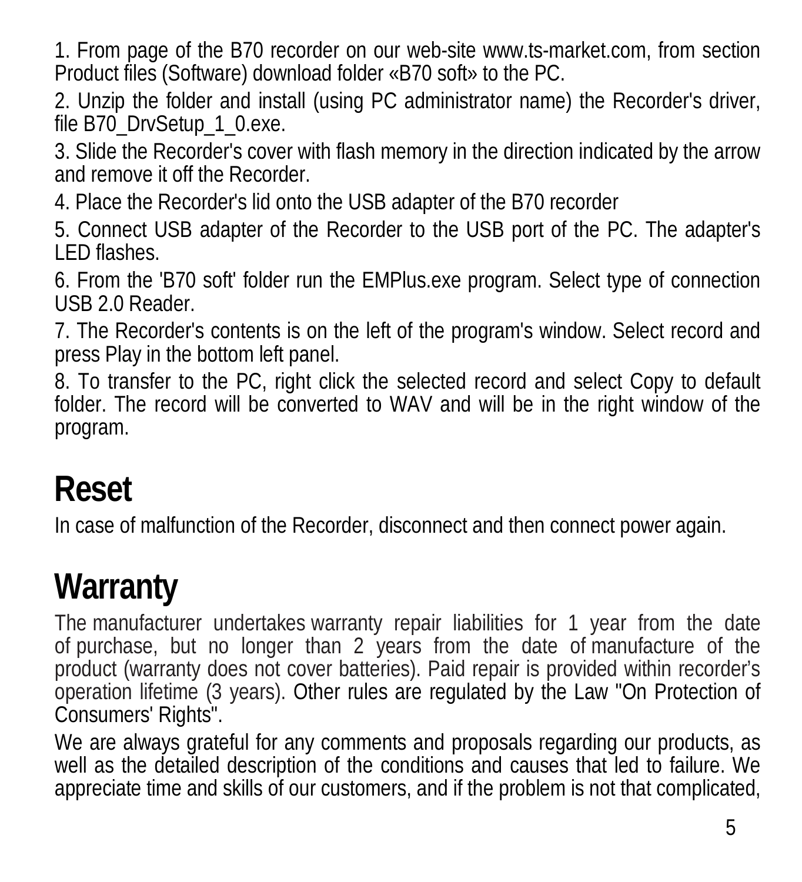1. From page of the B70 recorder on our web-site www.ts-market.com, from section Product files (Software) download folder «B70 soft» to the PC.

2. Unzip the folder and install (using PC administrator name) the Recorder's driver, file B70_DrvSetup_1_0.exe.

3. Slide the Recorder's cover with flash memory in the direction indicated by the arrow and remove it off the Recorder.

4. Place the Recorder's lid onto the USB adapter of the B70 recorder

5. Connect USB adapter of the Recorder to the USB port of the PC. The adapter's LED flashes.

6. From the 'B70 soft' folder run the EMPlus.exe program. Select type of connection USB 2.0 Reader.

7. The Recorder's contents is on the left of the program's window. Select record and press Play in the bottom left panel.

8. To transfer to the PC, right click the selected record and select Copy to default folder. The record will be converted to WAV and will be in the right window of the program.

# Reset

In case of malfunction of the Recorder, disconnect and then connect power again.

# Warranty

The manufacturer undertakes warranty repair liabilities for 1 year from the date of purchase, but no longer than 2 years from the date of manufacture of the product (warranty does not cover batteries). Paid repair is provided within recorder's operation lifetime (3 years). Other rules are regulated by the Law "On Protection of Consumers' Rights".

We are always grateful for any comments and proposals regarding our products, as well as the detailed description of the conditions and causes that led to failure. We appreciate time and skills of our customers, and if the problem is not that complicated,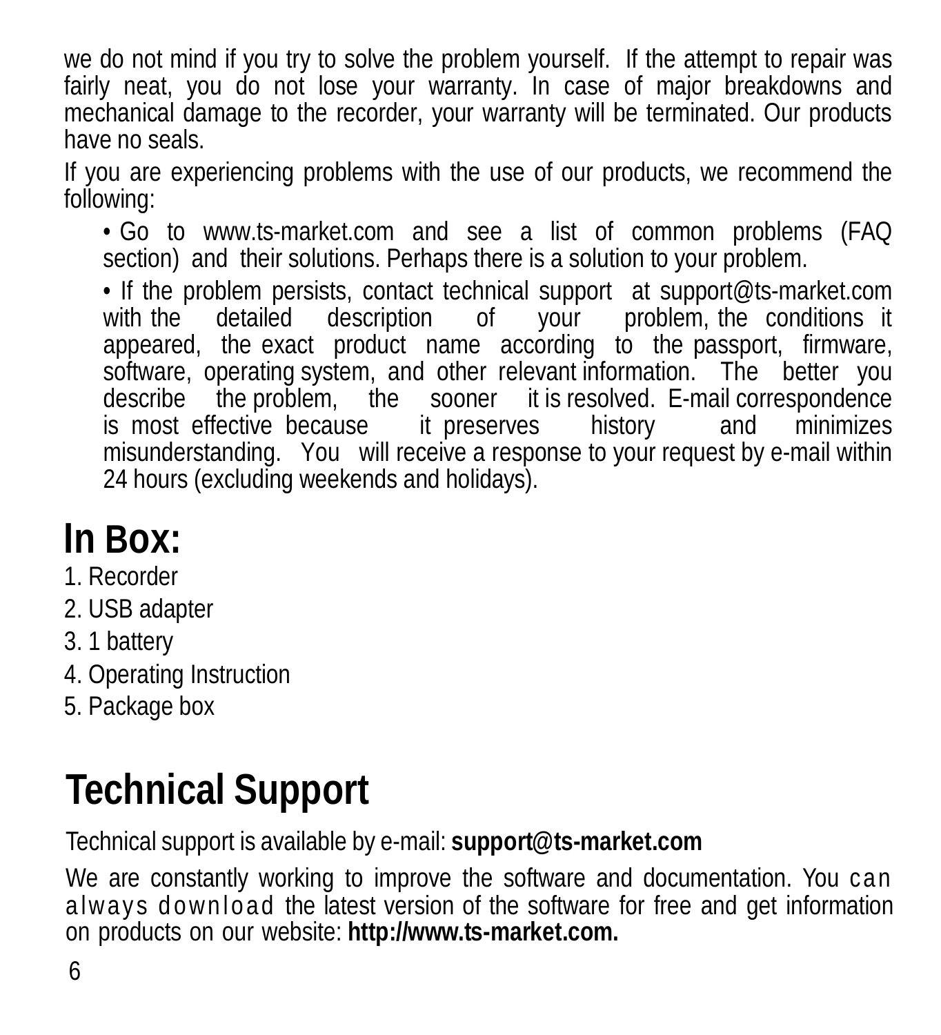we do not mind if you try to solve the problem yourself. If the attempt to repair was fairly neat, you do not lose your warranty. In case of major breakdowns and mechanical damage to the recorder, your warranty will be terminated. Our products have no seals.

If you are experiencing problems with the use of our products, we recommend the following:

- Go to www.ts-market.com and see a list of common problems (FAQ section) and their solutions. Perhaps there is a solution to your problem.
- If the problem persists, contact technical support at support@ts-market.com with the detailed description of your problem, the conditions it appeared, the exact product name according to the passport, firmware, software, operating system, and other relevant information. The better you describe the problem, the sooner it is resolved. E-mail correspondence is most effective because it preserves history and minimizes misunderstanding. You will receive a response to your request by e-mail within 24 hours (excluding weekends and holidays).

## In Box:

1. Recorder
2. USB adapter
3. 1 battery
4. Operating Instruction
5. Package box

## Technical Support

Technical support is available by e-mail: **support@ts-market.com**

We are constantly working to improve the software and documentation. You can always download the latest version of the software for free and get information on products on our website: **http://www.ts-market.com.**